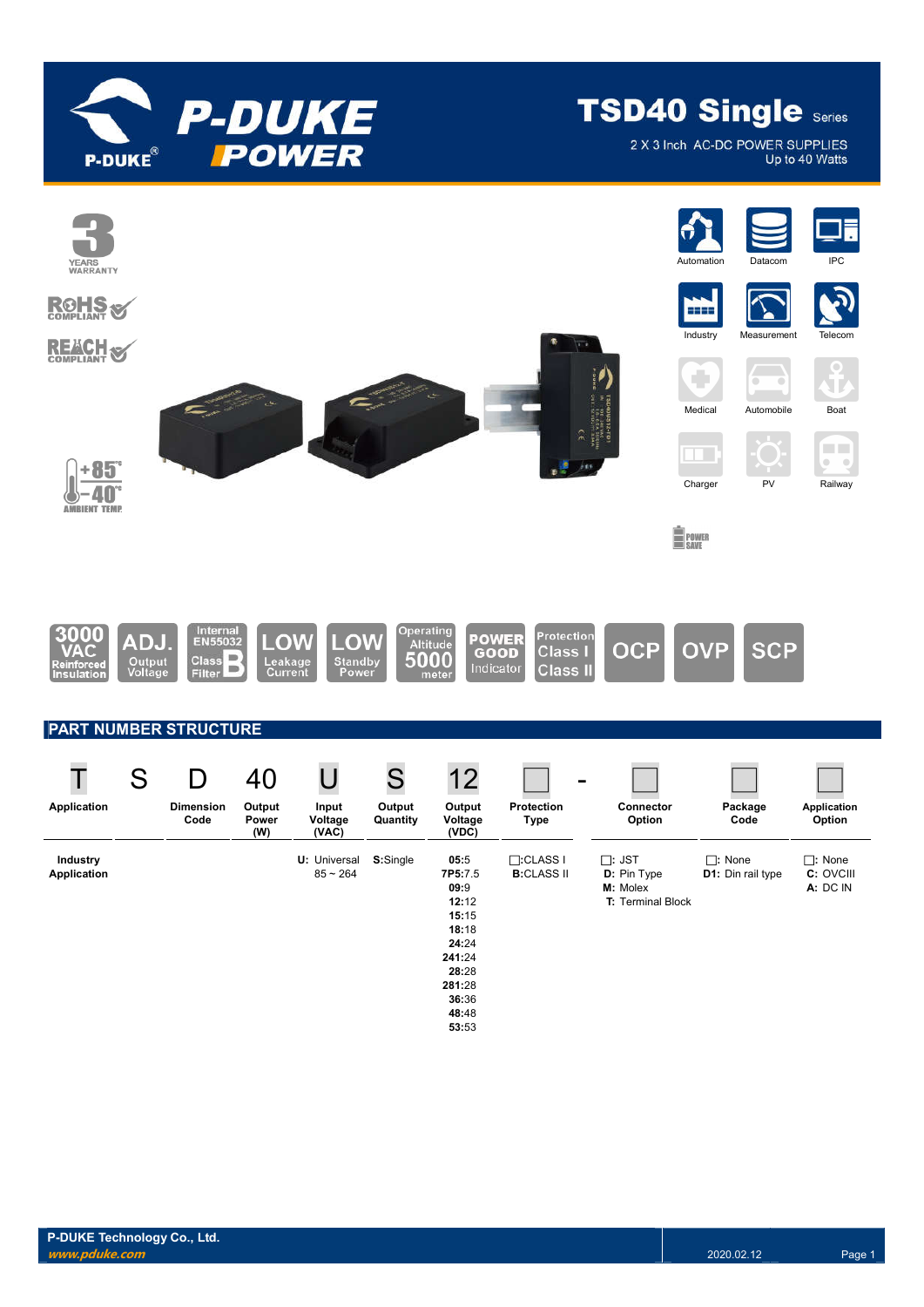# TSD40 Single Series

2 X 3 Inch AC-DC POWER SUPPLIES
Up to 40 Watts

3 YEARS WARRANTY
RoHS COMPLIANT
REACH COMPLIANT
+85° -40° AMBIENT TEMP

Automation | Datacom | IPC | Industry | Measurement | Telecom | Medical | Automobile | Boat | Charger | PV | Railway

POWER SAVE

3000 VAC Reinforced Insulation | ADJ. Output Voltage | Internal EN55032 Class B Filter | LOW Leakage Current | LOW Standby Power | Operating Altitude 5000 meter | POWER GOOD Indicator | Protection Class I Class II | OCP | OVP | SCP

## PART NUMBER STRUCTURE

| T | S | D | 40 | U | S | 12 | □ | - | □ | □ | □ |
|---|---|---|---|---|---|---|---|---|---|---|---|
| Application | | Dimension Code | Output Power (W) | Input Voltage (VAC) | Output Quantity | Output Voltage (VDC) | Protection Type | | Connector Option | Package Code | Application Option |
| **Industry Application** | | | | **U:** Universal 85 ~ 264 | **S:**Single | **05:**5<br>**7P5:**7.5<br>**09:**9<br>**12:**12<br>**15:**15<br>**18:**18<br>**24:**24<br>**241:**24<br>**28:**28<br>**281:**28<br>**36:**36<br>**48:**48<br>**53:**53 | □:CLASS I<br>**B:**CLASS II | | □: JST<br>**D:** Pin Type<br>**M:** Molex<br>**T:** Terminal Block | □: None<br>**D1:** Din rail type | □: None<br>**C:** OVCIII<br>**A:** DC IN |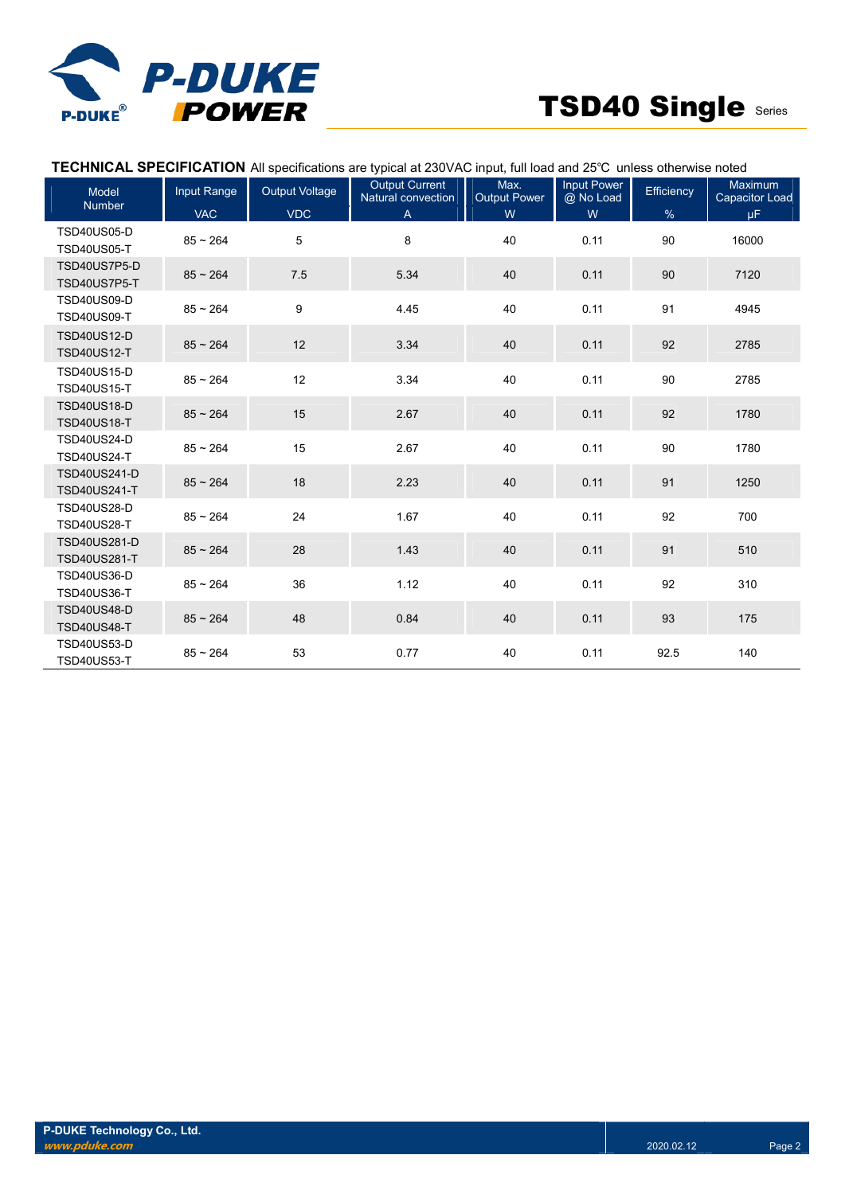**TECHNICAL SPECIFICATION** All specifications are typical at 230VAC input, full load and 25℃ unless otherwise noted

| Model Number | Input Range VAC | Output Voltage VDC | Output Current Natural convection A | Max. Output Power W | Input Power @ No Load W | Efficiency % | Maximum Capacitor Load μF |
|---|---|---|---|---|---|---|---|
| TSD40US05-D TSD40US05-T | 85 ~ 264 | 5 | 8 | 40 | 0.11 | 90 | 16000 |
| TSD40US7P5-D TSD40US7P5-T | 85 ~ 264 | 7.5 | 5.34 | 40 | 0.11 | 90 | 7120 |
| TSD40US09-D TSD40US09-T | 85 ~ 264 | 9 | 4.45 | 40 | 0.11 | 91 | 4945 |
| TSD40US12-D TSD40US12-T | 85 ~ 264 | 12 | 3.34 | 40 | 0.11 | 92 | 2785 |
| TSD40US15-D TSD40US15-T | 85 ~ 264 | 12 | 3.34 | 40 | 0.11 | 90 | 2785 |
| TSD40US18-D TSD40US18-T | 85 ~ 264 | 15 | 2.67 | 40 | 0.11 | 92 | 1780 |
| TSD40US24-D TSD40US24-T | 85 ~ 264 | 15 | 2.67 | 40 | 0.11 | 90 | 1780 |
| TSD40US241-D TSD40US241-T | 85 ~ 264 | 18 | 2.23 | 40 | 0.11 | 91 | 1250 |
| TSD40US28-D TSD40US28-T | 85 ~ 264 | 24 | 1.67 | 40 | 0.11 | 92 | 700 |
| TSD40US281-D TSD40US281-T | 85 ~ 264 | 28 | 1.43 | 40 | 0.11 | 91 | 510 |
| TSD40US36-D TSD40US36-T | 85 ~ 264 | 36 | 1.12 | 40 | 0.11 | 92 | 310 |
| TSD40US48-D TSD40US48-T | 85 ~ 264 | 48 | 0.84 | 40 | 0.11 | 93 | 175 |
| TSD40US53-D TSD40US53-T | 85 ~ 264 | 53 | 0.77 | 40 | 0.11 | 92.5 | 140 |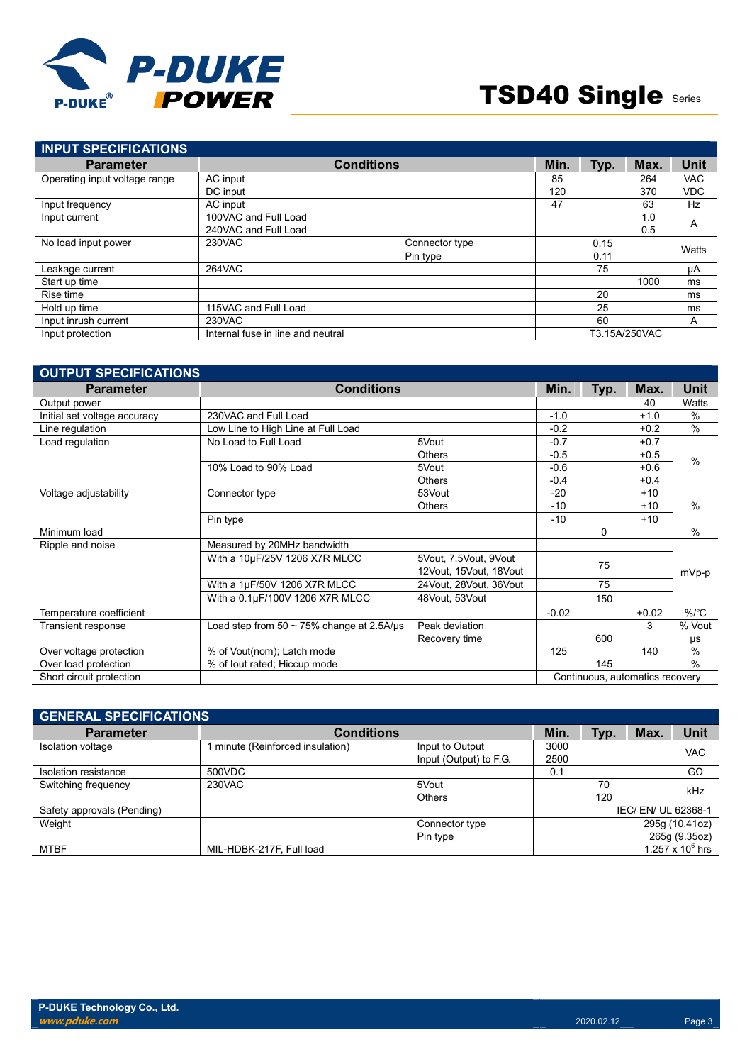## INPUT SPECIFICATIONS

| Parameter | Conditions | | Min. | Typ. | Max. | Unit |
|---|---|---|---|---|---|---|
| Operating input voltage range | AC input | | 85 | | 264 | VAC |
| | DC input | | 120 | | 370 | VDC |
| Input frequency | AC input | | 47 | | 63 | Hz |
| Input current | 100VAC and Full Load | | | | 1.0 | A |
| | 240VAC and Full Load | | | | 0.5 | |
| No load input power | 230VAC | Connector type | | 0.15 | | Watts |
| | | Pin type | | 0.11 | | |
| Leakage current | 264VAC | | | 75 | | μA |
| Start up time | | | | | 1000 | ms |
| Rise time | | | | 20 | | ms |
| Hold up time | 115VAC and Full Load | | | 25 | | ms |
| Input inrush current | 230VAC | | | 60 | | A |
| Input protection | Internal fuse in line and neutral | | T3.15A/250VAC | | | |

## OUTPUT SPECIFICATIONS

| Parameter | Conditions | | Min. | Typ. | Max. | Unit |
|---|---|---|---|---|---|---|
| Output power | | | | | 40 | Watts |
| Initial set voltage accuracy | 230VAC and Full Load | | -1.0 | | +1.0 | % |
| Line regulation | Low Line to High Line at Full Load | | -0.2 | | +0.2 | % |
| Load regulation | No Load to Full Load | 5Vout | -0.7 | | +0.7 | % |
| | | Others | -0.5 | | +0.5 | |
| | 10% Load to 90% Load | 5Vout | -0.6 | | +0.6 | |
| | | Others | -0.4 | | +0.4 | |
| Voltage adjustability | Connector type | 53Vout | -20 | | +10 | % |
| | | Others | -10 | | +10 | |
| | Pin type | | -10 | | +10 | |
| Minimum load | | | | 0 | | % |
| Ripple and noise | Measured by 20MHz bandwidth | | | | | mVp-p |
| | With a 10μF/25V 1206 X7R MLCC | 5Vout, 7.5Vout, 9Vout 12Vout, 15Vout, 18Vout | | 75 | | |
| | With a 1μF/50V 1206 X7R MLCC | 24Vout, 28Vout, 36Vout | | 75 | | |
| | With a 0.1μF/100V 1206 X7R MLCC | 48Vout, 53Vout | | 150 | | |
| Temperature coefficient | | | -0.02 | | +0.02 | %/℃ |
| Transient response | Load step from 50 ~ 75% change at 2.5A/μs | Peak deviation | | | 3 | % Vout |
| | | Recovery time | | 600 | | μs |
| Over voltage protection | % of Vout(nom); Latch mode | | 125 | | 140 | % |
| Over load protection | % of Iout rated; Hiccup mode | | | 145 | | % |
| Short circuit protection | | | Continuous, automatics recovery | | | |

## GENERAL SPECIFICATIONS

| Parameter | Conditions | | Min. | Typ. | Max. | Unit |
|---|---|---|---|---|---|---|
| Isolation voltage | 1 minute (Reinforced insulation) | Input to Output | 3000 | | | VAC |
| | | Input (Output) to F.G. | 2500 | | | |
| Isolation resistance | 500VDC | | 0.1 | | | GΩ |
| Switching frequency | 230VAC | 5Vout | | 70 | | kHz |
| | | Others | | 120 | | |
| Safety approvals (Pending) | | | IEC/ EN/ UL 62368-1 | | | |
| Weight | | Connector type | | | | 295g (10.41oz) |
| | | Pin type | | | | 265g (9.35oz) |
| MTBF | MIL-HDBK-217F, Full load | | | | | $1.257 \times 10^6$ hrs |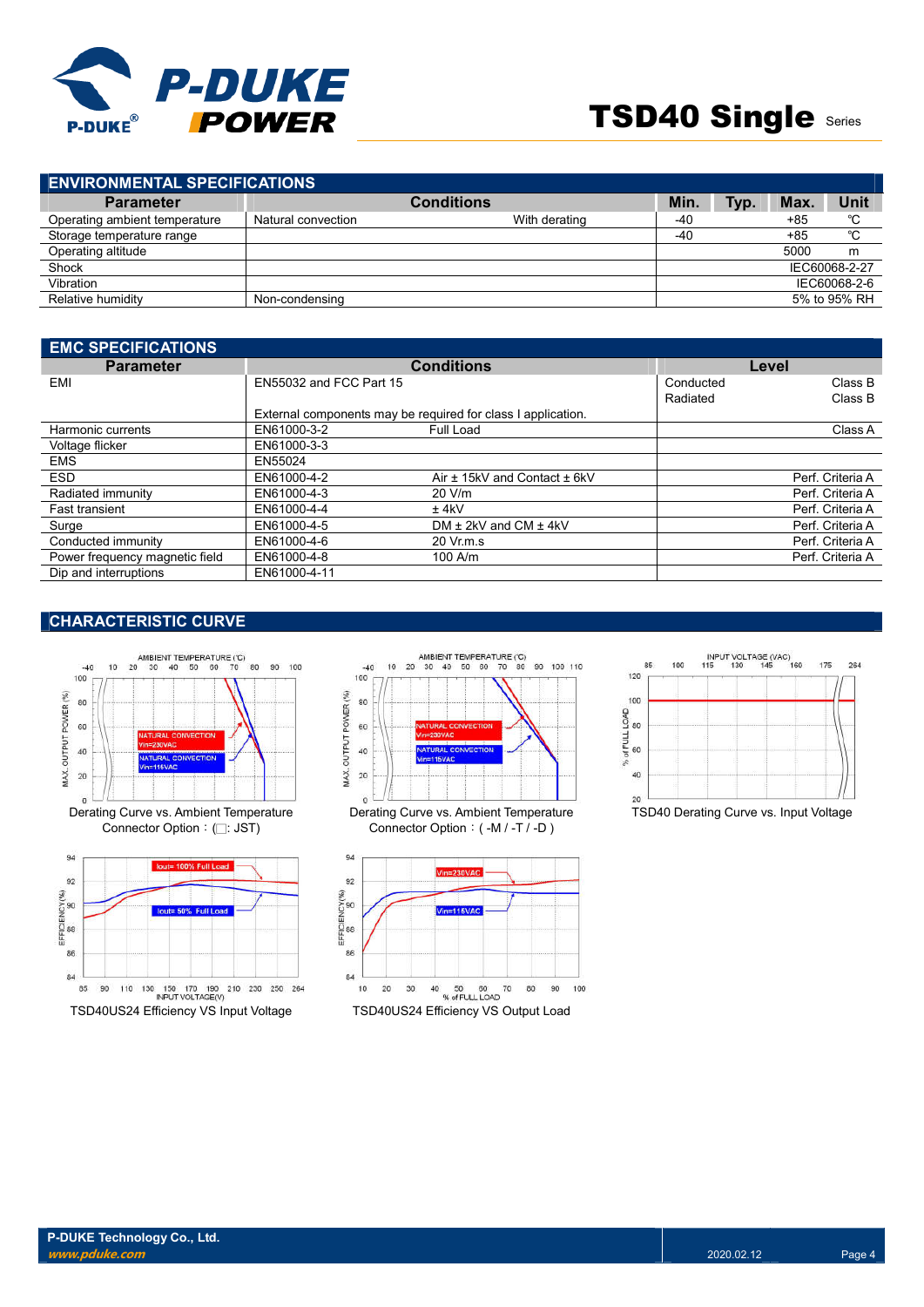## ENVIRONMENTAL SPECIFICATIONS

| Parameter | Conditions | | Min. | Typ. | Max. | Unit |
|---|---|---|---|---|---|---|
| Operating ambient temperature | Natural convection | With derating | -40 | | +85 | ℃ |
| Storage temperature range | | | -40 | | +85 | ℃ |
| Operating altitude | | | | | 5000 | m |
| Shock | | | | | | IEC60068-2-27 |
| Vibration | | | | | | IEC60068-2-6 |
| Relative humidity | Non-condensing | | | | | 5% to 95% RH |

## EMC SPECIFICATIONS

| Parameter | Conditions | | Level | |
|---|---|---|---|---|
| EMI | EN55032 and FCC Part 15 | | Conducted | Class B |
| | | | Radiated | Class B |
| | External components may be required for class I application. | | | |
| Harmonic currents | EN61000-3-2 | Full Load | | Class A |
| Voltage flicker | EN61000-3-3 | | | |
| EMS | EN55024 | | | |
| ESD | EN61000-4-2 | Air ± 15kV and Contact ± 6kV | | Perf. Criteria A |
| Radiated immunity | EN61000-4-3 | 20 V/m | | Perf. Criteria A |
| Fast transient | EN61000-4-4 | ± 4kV | | Perf. Criteria A |
| Surge | EN61000-4-5 | DM ± 2kV and CM ± 4kV | | Perf. Criteria A |
| Conducted immunity | EN61000-4-6 | 20 Vr.m.s | | Perf. Criteria A |
| Power frequency magnetic field | EN61000-4-8 | 100 A/m | | Perf. Criteria A |
| Dip and interruptions | EN61000-4-11 | | | |

## CHARACTERISTIC CURVE

Derating Curve vs. Ambient Temperature
Connector Option：(□: JST)

Derating Curve vs. Ambient Temperature
Connector Option：( -M / -T / -D )

TSD40 Derating Curve vs. Input Voltage

TSD40US24 Efficiency VS Input Voltage

TSD40US24 Efficiency VS Output Load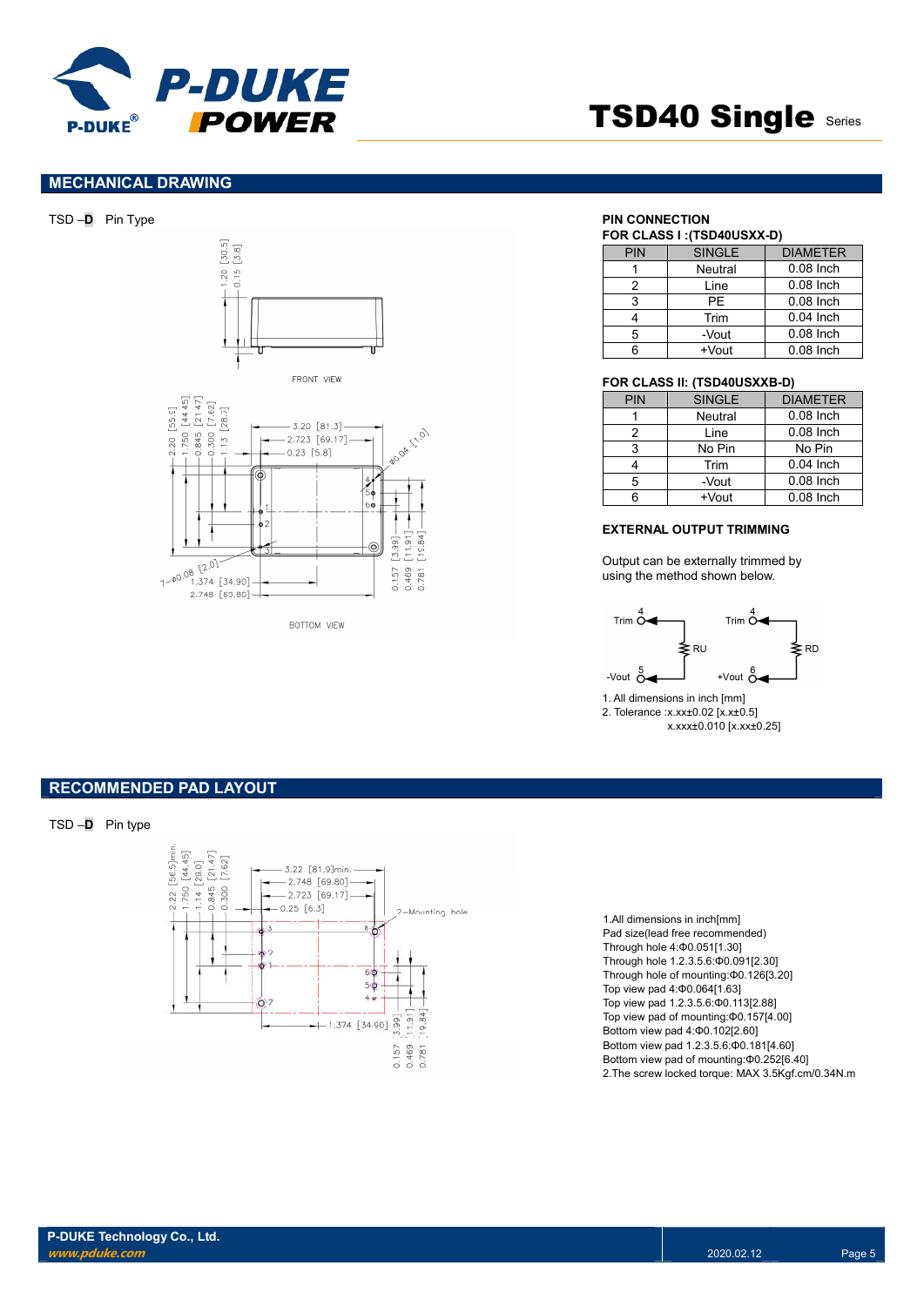## MECHANICAL DRAWING

TSD –**D** Pin Type

FRONT VIEW

BOTTOM VIEW

### PIN CONNECTION

**FOR CLASS I :(TSD40USXX-D)**

| PIN | SINGLE | DIAMETER |
|---|---|---|
| 1 | Neutral | 0.08 Inch |
| 2 | Line | 0.08 Inch |
| 3 | PE | 0.08 Inch |
| 4 | Trim | 0.04 Inch |
| 5 | -Vout | 0.08 Inch |
| 6 | +Vout | 0.08 Inch |

**FOR CLASS II: (TSD40USXXB-D)**

| PIN | SINGLE | DIAMETER |
|---|---|---|
| 1 | Neutral | 0.08 Inch |
| 2 | Line | 0.08 Inch |
| 3 | No Pin | No Pin |
| 4 | Trim | 0.04 Inch |
| 5 | -Vout | 0.08 Inch |
| 6 | +Vout | 0.08 Inch |

### EXTERNAL OUTPUT TRIMMING

Output can be externally trimmed by using the method shown below.

1. All dimensions in inch [mm]
2. Tolerance :x.xx±0.02 [x.x±0.5]
   x.xxx±0.010 [x.xx±0.25]

## RECOMMENDED PAD LAYOUT

TSD –**D** Pin type

1.All dimensions in inch[mm]
Pad size(lead free recommended)
Through hole 4:Φ0.051[1.30]
Through hole 1.2.3.5.6:Φ0.091[2.30]
Through hole of mounting:Φ0.126[3.20]
Top view pad 4:Φ0.064[1.63]
Top view pad 1.2.3.5.6:Φ0.113[2.88]
Top view pad of mounting:Φ0.157[4.00]
Bottom view pad 4:Φ0.102[2.60]
Bottom view pad 1.2.3.5.6:Φ0.181[4.60]
Bottom view pad of mounting:Φ0.252[6.40]
2.The screw locked torque: MAX 3.5Kgf.cm/0.34N.m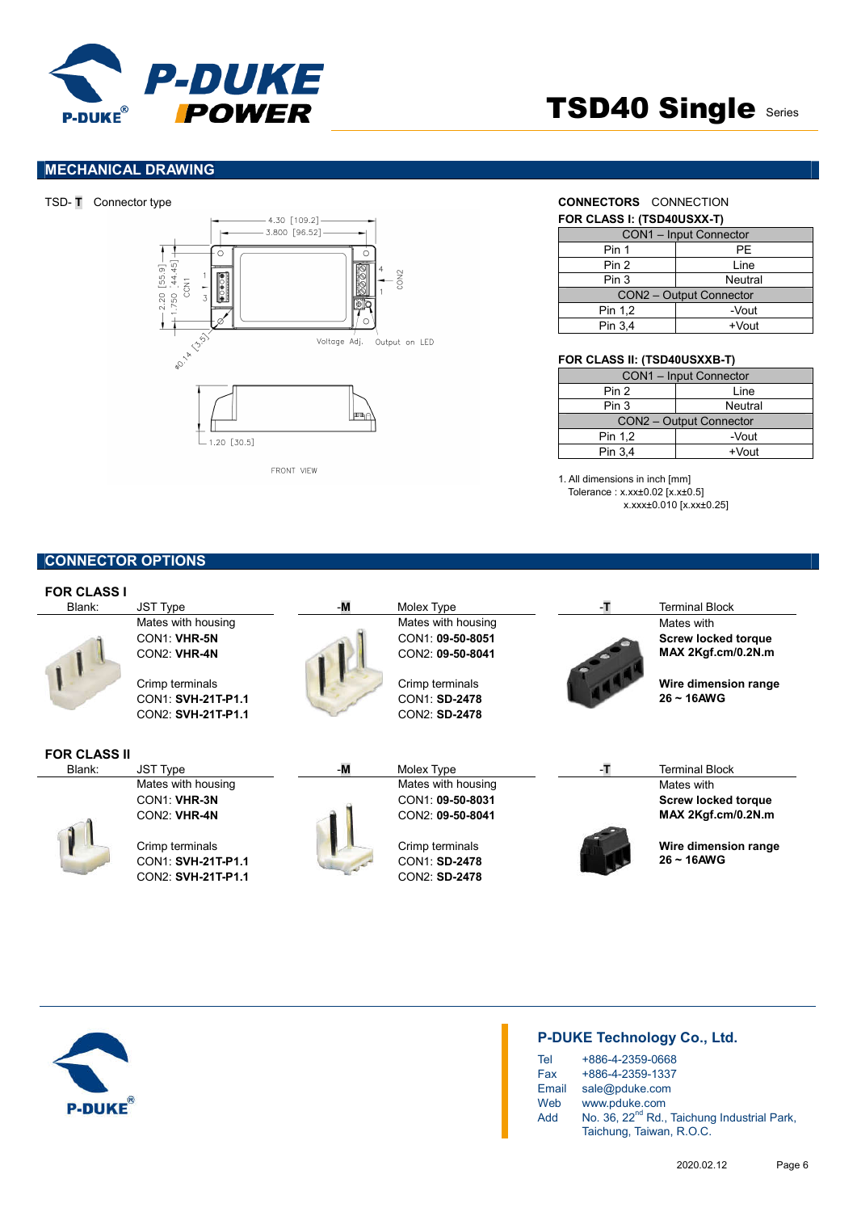# TSD40 Single Series

## MECHANICAL DRAWING

TSD- **T** Connector type

4.30 [109.2]
3.800 [96.52]
2.20 [55.9]
1.750 [44.45]
CON1
CON2
Ø0.14 [3.5]
Voltage Adj.
Output on LED
1.20 [30.5]
FRONT VIEW

**CONNECTORS** CONNECTION

**FOR CLASS I: (TSD40USXX-T)**

| CON1 – Input Connector | |
|---|---|
| Pin 1 | PE |
| Pin 2 | Line |
| Pin 3 | Neutral |
| CON2 – Output Connector | |
| Pin 1,2 | -Vout |
| Pin 3,4 | +Vout |

**FOR CLASS II: (TSD40USXXB-T)**

| CON1 – Input Connector | |
|---|---|
| Pin 2 | Line |
| Pin 3 | Neutral |
| CON2 – Output Connector | |
| Pin 1,2 | -Vout |
| Pin 3,4 | +Vout |

1. All dimensions in inch [mm]
   Tolerance : x.xx±0.02 [x.x±0.5]
   x.xxx±0.010 [x.xx±0.25]

## CONNECTOR OPTIONS

### FOR CLASS I

**Blank:** JST Type
Mates with housing
CON1: **VHR-5N**
CON2: **VHR-4N**

Crimp terminals
CON1: **SVH-21T-P1.1**
CON2: **SVH-21T-P1.1**

**-M** Molex Type
Mates with housing
CON1: **09-50-8051**
CON2: **09-50-8041**

Crimp terminals
CON1: **SD-2478**
CON2: **SD-2478**

**-T** Terminal Block
Mates with
**Screw locked torque**
**MAX 2Kgf.cm/0.2N.m**

**Wire dimension range**
**26 ~ 16AWG**

### FOR CLASS II

**Blank:** JST Type
Mates with housing
CON1: **VHR-3N**
CON2: **VHR-4N**

Crimp terminals
CON1: **SVH-21T-P1.1**
CON2: **SVH-21T-P1.1**

**-M** Molex Type
Mates with housing
CON1: **09-50-8031**
CON2: **09-50-8041**

Crimp terminals
CON1: **SD-2478**
CON2: **SD-2478**

**-T** Terminal Block
Mates with
**Screw locked torque**
**MAX 2Kgf.cm/0.2N.m**

**Wire dimension range**
**26 ~ 16AWG**

**P-DUKE Technology Co., Ltd.**

Tel +886-4-2359-0668
Fax +886-4-2359-1337
Email sale@pduke.com
Web www.pduke.com
Add No. 36, 22nd Rd., Taichung Industrial Park, Taichung, Taiwan, R.O.C.

2020.02.12